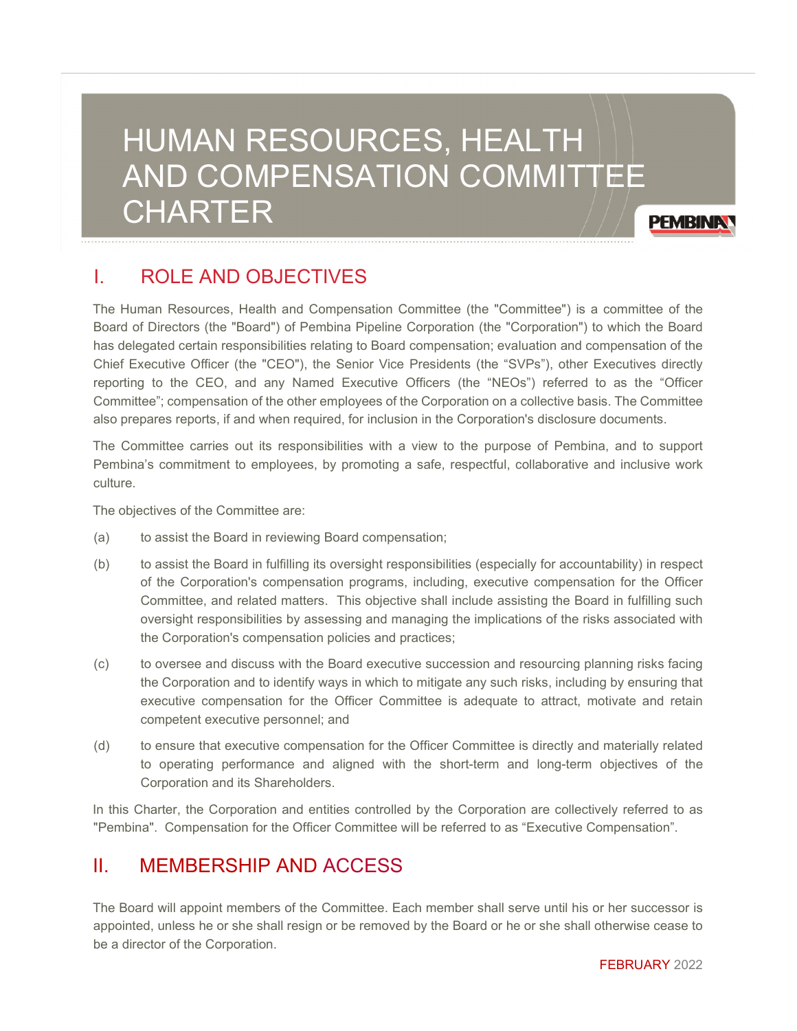# HUMAN RESOURCES, HEALTH AND COMPENSATION COMMITTEE CHARTER

## I. ROLE AND OBJECTIVES

The Human Resources, Health and Compensation Committee (the "Committee") is a committee of the Board of Directors (the "Board") of Pembina Pipeline Corporation (the "Corporation") to which the Board has delegated certain responsibilities relating to Board compensation; evaluation and compensation of the Chief Executive Officer (the "CEO"), the Senior Vice Presidents (the "SVPs"), other Executives directly reporting to the CEO, and any Named Executive Officers (the "NEOs") referred to as the "Officer Committee"; compensation of the other employees of the Corporation on a collective basis. The Committee also prepares reports, if and when required, for inclusion in the Corporation's disclosure documents.

The Committee carries out its responsibilities with a view to the purpose of Pembina, and to support Pembina's commitment to employees, by promoting a safe, respectful, collaborative and inclusive work culture.

The objectives of the Committee are:

(a) to assist the Board in reviewing Board compensation;

(b) to assist the Board in fulfilling its oversight responsibilities (especially for accountability) in respect of the Corporation's compensation programs, including, executive compensation for the Officer Committee, and related matters. This objective shall include assisting the Board in fulfilling such oversight responsibilities by assessing and managing the implications of the risks associated with the Corporation's compensation policies and practices;

(c) to oversee and discuss with the Board executive succession and resourcing planning risks facing the Corporation and to identify ways in which to mitigate any such risks, including by ensuring that executive compensation for the Officer Committee is adequate to attract, motivate and retain competent executive personnel; and

(d) to ensure that executive compensation for the Officer Committee is directly and materially related to operating performance and aligned with the short-term and long-term objectives of the Corporation and its Shareholders.

In this Charter, the Corporation and entities controlled by the Corporation are collectively referred to as "Pembina". Compensation for the Officer Committee will be referred to as "Executive Compensation".

## II. MEMBERSHIP AND ACCESS

The Board will appoint members of the Committee. Each member shall serve until his or her successor is appointed, unless he or she shall resign or be removed by the Board or he or she shall otherwise cease to be a director of the Corporation.

FEBRUARY 2022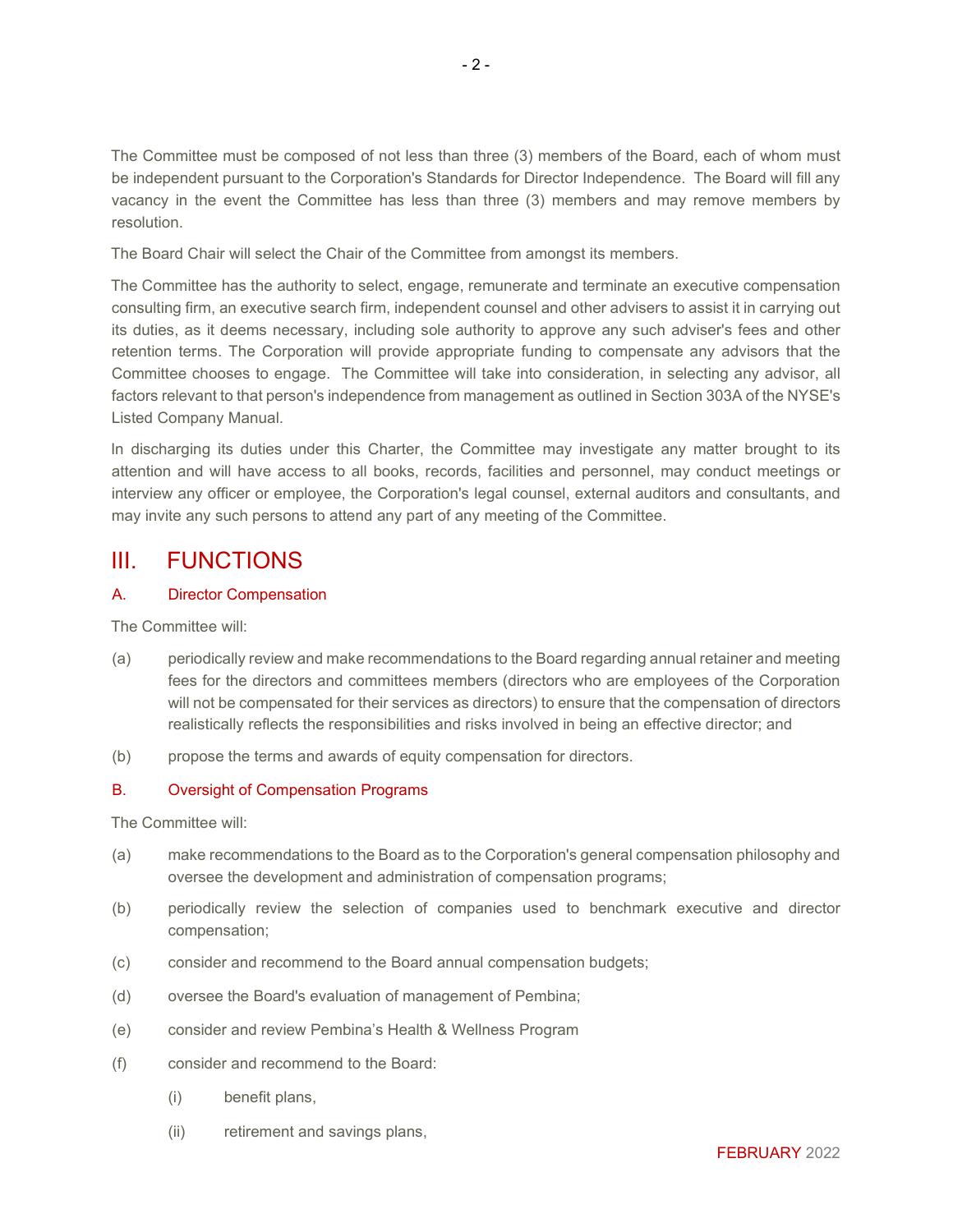The Committee must be composed of not less than three (3) members of the Board, each of whom must be independent pursuant to the Corporation's Standards for Director Independence. The Board will fill any vacancy in the event the Committee has less than three (3) members and may remove members by resolution.

The Board Chair will select the Chair of the Committee from amongst its members.

The Committee has the authority to select, engage, remunerate and terminate an executive compensation consulting firm, an executive search firm, independent counsel and other advisers to assist it in carrying out its duties, as it deems necessary, including sole authority to approve any such adviser's fees and other retention terms. The Corporation will provide appropriate funding to compensate any advisors that the Committee chooses to engage. The Committee will take into consideration, in selecting any advisor, all factors relevant to that person's independence from management as outlined in Section 303A of the NYSE's Listed Company Manual.

In discharging its duties under this Charter, the Committee may investigate any matter brought to its attention and will have access to all books, records, facilities and personnel, may conduct meetings or interview any officer or employee, the Corporation's legal counsel, external auditors and consultants, and may invite any such persons to attend any part of any meeting of the Committee.

## III. FUNCTIONS

### A. Director Compensation

The Committee will:

(a) periodically review and make recommendations to the Board regarding annual retainer and meeting fees for the directors and committees members (directors who are employees of the Corporation will not be compensated for their services as directors) to ensure that the compensation of directors realistically reflects the responsibilities and risks involved in being an effective director; and

(b) propose the terms and awards of equity compensation for directors.

### B. Oversight of Compensation Programs

The Committee will:

(a) make recommendations to the Board as to the Corporation's general compensation philosophy and oversee the development and administration of compensation programs;

(b) periodically review the selection of companies used to benchmark executive and director compensation;

(c) consider and recommend to the Board annual compensation budgets;

(d) oversee the Board's evaluation of management of Pembina;

(e) consider and review Pembina's Health & Wellness Program

(f) consider and recommend to the Board:

   (i) benefit plans,

   (ii) retirement and savings plans,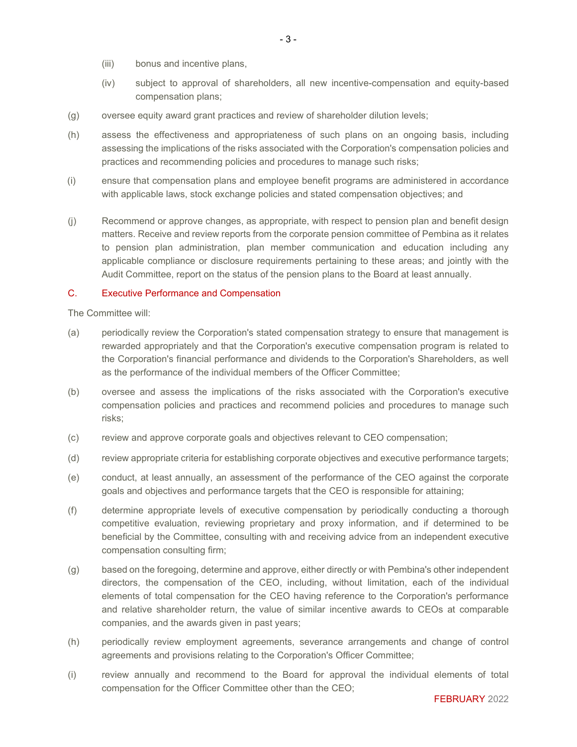(iii) bonus and incentive plans,

(iv) subject to approval of shareholders, all new incentive-compensation and equity-based compensation plans;

(g) oversee equity award grant practices and review of shareholder dilution levels;

(h) assess the effectiveness and appropriateness of such plans on an ongoing basis, including assessing the implications of the risks associated with the Corporation's compensation policies and practices and recommending policies and procedures to manage such risks;

(i) ensure that compensation plans and employee benefit programs are administered in accordance with applicable laws, stock exchange policies and stated compensation objectives; and

(j) Recommend or approve changes, as appropriate, with respect to pension plan and benefit design matters. Receive and review reports from the corporate pension committee of Pembina as it relates to pension plan administration, plan member communication and education including any applicable compliance or disclosure requirements pertaining to these areas; and jointly with the Audit Committee, report on the status of the pension plans to the Board at least annually.

## C. Executive Performance and Compensation

The Committee will:

(a) periodically review the Corporation's stated compensation strategy to ensure that management is rewarded appropriately and that the Corporation's executive compensation program is related to the Corporation's financial performance and dividends to the Corporation's Shareholders, as well as the performance of the individual members of the Officer Committee;

(b) oversee and assess the implications of the risks associated with the Corporation's executive compensation policies and practices and recommend policies and procedures to manage such risks;

(c) review and approve corporate goals and objectives relevant to CEO compensation;

(d) review appropriate criteria for establishing corporate objectives and executive performance targets;

(e) conduct, at least annually, an assessment of the performance of the CEO against the corporate goals and objectives and performance targets that the CEO is responsible for attaining;

(f) determine appropriate levels of executive compensation by periodically conducting a thorough competitive evaluation, reviewing proprietary and proxy information, and if determined to be beneficial by the Committee, consulting with and receiving advice from an independent executive compensation consulting firm;

(g) based on the foregoing, determine and approve, either directly or with Pembina's other independent directors, the compensation of the CEO, including, without limitation, each of the individual elements of total compensation for the CEO having reference to the Corporation's performance and relative shareholder return, the value of similar incentive awards to CEOs at comparable companies, and the awards given in past years;

(h) periodically review employment agreements, severance arrangements and change of control agreements and provisions relating to the Corporation's Officer Committee;

(i) review annually and recommend to the Board for approval the individual elements of total compensation for the Officer Committee other than the CEO;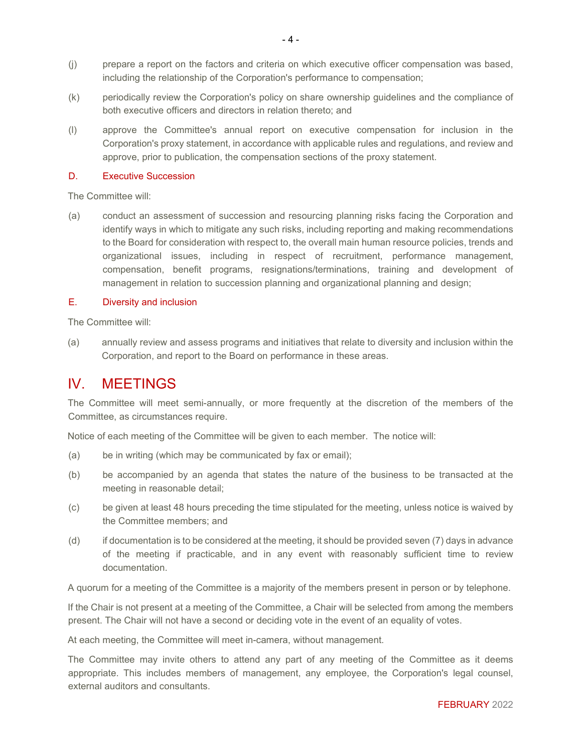(j) prepare a report on the factors and criteria on which executive officer compensation was based, including the relationship of the Corporation's performance to compensation;

(k) periodically review the Corporation's policy on share ownership guidelines and the compliance of both executive officers and directors in relation thereto; and

(l) approve the Committee's annual report on executive compensation for inclusion in the Corporation's proxy statement, in accordance with applicable rules and regulations, and review and approve, prior to publication, the compensation sections of the proxy statement.

### D. Executive Succession

The Committee will:

(a) conduct an assessment of succession and resourcing planning risks facing the Corporation and identify ways in which to mitigate any such risks, including reporting and making recommendations to the Board for consideration with respect to, the overall main human resource policies, trends and organizational issues, including in respect of recruitment, performance management, compensation, benefit programs, resignations/terminations, training and development of management in relation to succession planning and organizational planning and design;

### E. Diversity and inclusion

The Committee will:

(a) annually review and assess programs and initiatives that relate to diversity and inclusion within the Corporation, and report to the Board on performance in these areas.

## IV. MEETINGS

The Committee will meet semi-annually, or more frequently at the discretion of the members of the Committee, as circumstances require.

Notice of each meeting of the Committee will be given to each member. The notice will:

(a) be in writing (which may be communicated by fax or email);

(b) be accompanied by an agenda that states the nature of the business to be transacted at the meeting in reasonable detail;

(c) be given at least 48 hours preceding the time stipulated for the meeting, unless notice is waived by the Committee members; and

(d) if documentation is to be considered at the meeting, it should be provided seven (7) days in advance of the meeting if practicable, and in any event with reasonably sufficient time to review documentation.

A quorum for a meeting of the Committee is a majority of the members present in person or by telephone.

If the Chair is not present at a meeting of the Committee, a Chair will be selected from among the members present. The Chair will not have a second or deciding vote in the event of an equality of votes.

At each meeting, the Committee will meet in-camera, without management.

The Committee may invite others to attend any part of any meeting of the Committee as it deems appropriate. This includes members of management, any employee, the Corporation's legal counsel, external auditors and consultants.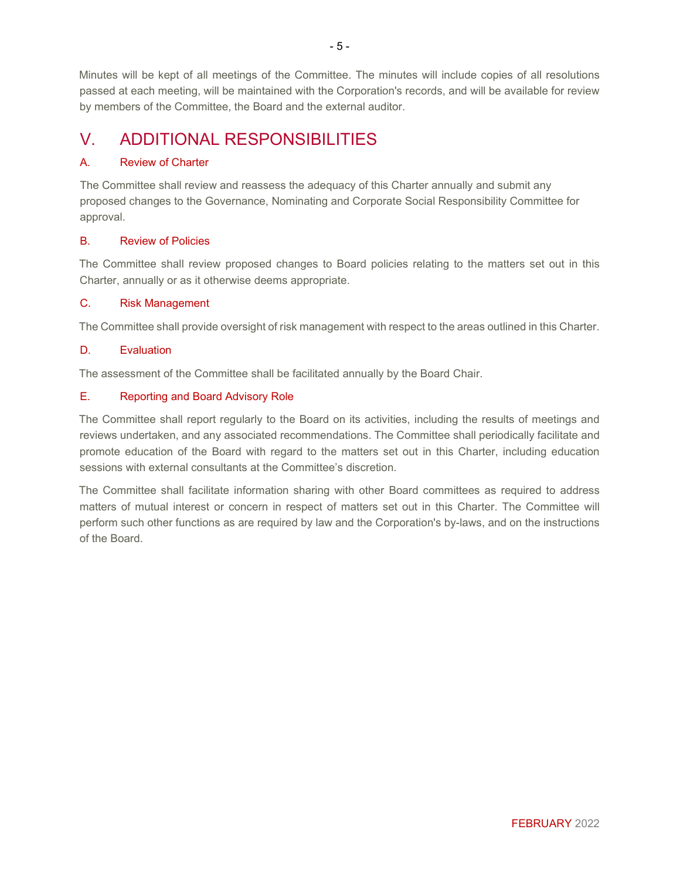Minutes will be kept of all meetings of the Committee. The minutes will include copies of all resolutions passed at each meeting, will be maintained with the Corporation's records, and will be available for review by members of the Committee, the Board and the external auditor.

## V. ADDITIONAL RESPONSIBILITIES

### A. Review of Charter

The Committee shall review and reassess the adequacy of this Charter annually and submit any proposed changes to the Governance, Nominating and Corporate Social Responsibility Committee for approval.

### B. Review of Policies

The Committee shall review proposed changes to Board policies relating to the matters set out in this Charter, annually or as it otherwise deems appropriate.

### C. Risk Management

The Committee shall provide oversight of risk management with respect to the areas outlined in this Charter.

### D. Evaluation

The assessment of the Committee shall be facilitated annually by the Board Chair.

### E. Reporting and Board Advisory Role

The Committee shall report regularly to the Board on its activities, including the results of meetings and reviews undertaken, and any associated recommendations. The Committee shall periodically facilitate and promote education of the Board with regard to the matters set out in this Charter, including education sessions with external consultants at the Committee's discretion.

The Committee shall facilitate information sharing with other Board committees as required to address matters of mutual interest or concern in respect of matters set out in this Charter. The Committee will perform such other functions as are required by law and the Corporation's by-laws, and on the instructions of the Board.